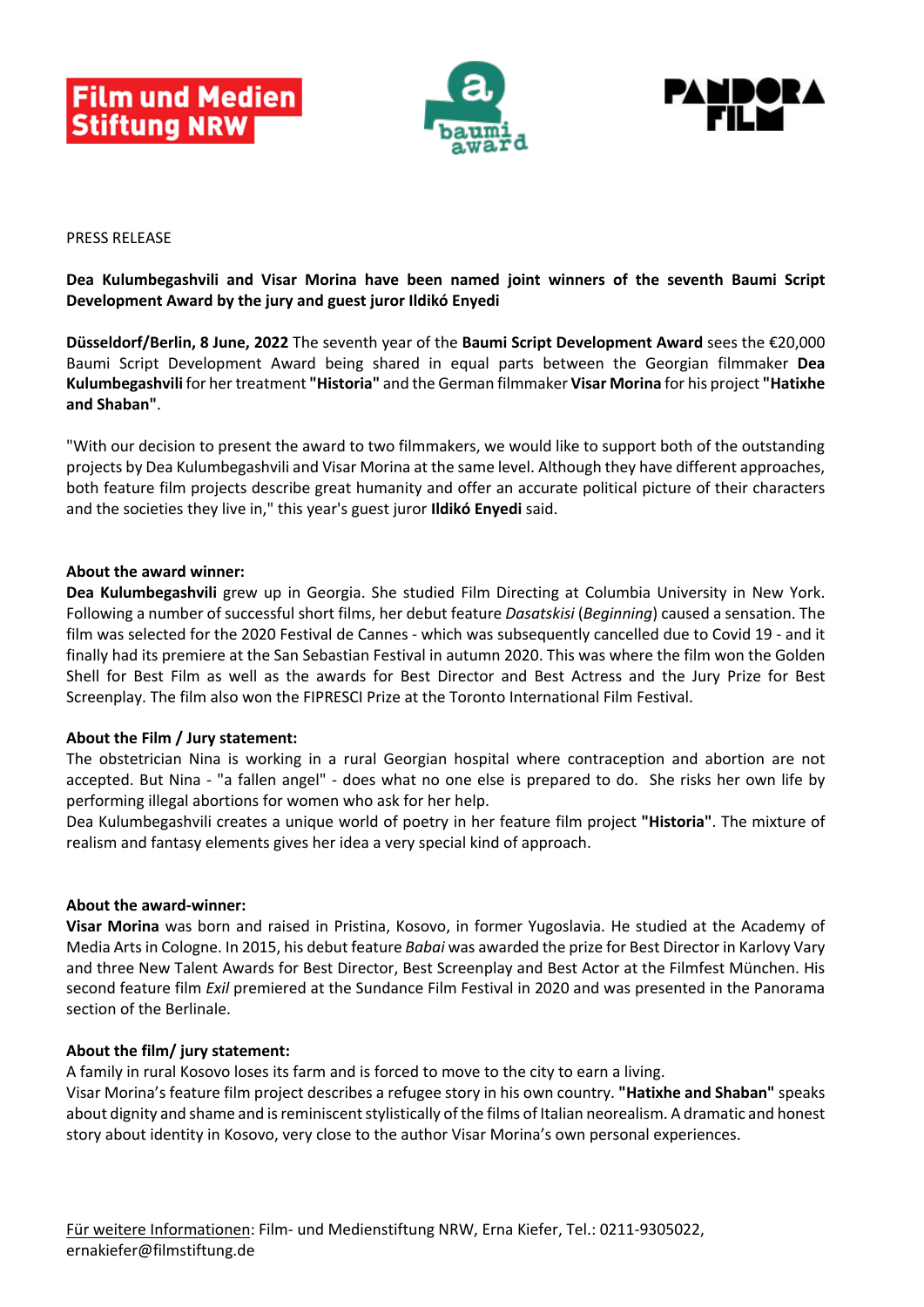Film und Medien Stiftung NRW

baumi award

PANDORA FILM

PRESS RELEASE

**Dea Kulumbegashvili and Visar Morina have been named joint winners of the seventh Baumi Script Development Award by the jury and guest juror Ildikó Enyedi**

**Düsseldorf/Berlin, 8 June, 2022** The seventh year of the **Baumi Script Development Award** sees the €20,000 Baumi Script Development Award being shared in equal parts between the Georgian filmmaker **Dea Kulumbegashvili** for her treatment **"Historia"** and the German filmmaker **Visar Morina** for his project **"Hatixhe and Shaban"**.

"With our decision to present the award to two filmmakers, we would like to support both of the outstanding projects by Dea Kulumbegashvili and Visar Morina at the same level. Although they have different approaches, both feature film projects describe great humanity and offer an accurate political picture of their characters and the societies they live in," this year's guest juror **Ildikó Enyedi** said.

**About the award winner:**
**Dea Kulumbegashvili** grew up in Georgia. She studied Film Directing at Columbia University in New York. Following a number of successful short films, her debut feature *Dasatskisi* (*Beginning*) caused a sensation. The film was selected for the 2020 Festival de Cannes - which was subsequently cancelled due to Covid 19 - and it finally had its premiere at the San Sebastian Festival in autumn 2020. This was where the film won the Golden Shell for Best Film as well as the awards for Best Director and Best Actress and the Jury Prize for Best Screenplay. The film also won the FIPRESCI Prize at the Toronto International Film Festival.

**About the Film / Jury statement:**
The obstetrician Nina is working in a rural Georgian hospital where contraception and abortion are not accepted. But Nina - "a fallen angel" - does what no one else is prepared to do. She risks her own life by performing illegal abortions for women who ask for her help.
Dea Kulumbegashvili creates a unique world of poetry in her feature film project **"Historia"**. The mixture of realism and fantasy elements gives her idea a very special kind of approach.

**About the award-winner:**
**Visar Morina** was born and raised in Pristina, Kosovo, in former Yugoslavia. He studied at the Academy of Media Arts in Cologne. In 2015, his debut feature *Babai* was awarded the prize for Best Director in Karlovy Vary and three New Talent Awards for Best Director, Best Screenplay and Best Actor at the Filmfest München. His second feature film *Exil* premiered at the Sundance Film Festival in 2020 and was presented in the Panorama section of the Berlinale.

**About the film/ jury statement:**
A family in rural Kosovo loses its farm and is forced to move to the city to earn a living.
Visar Morina's feature film project describes a refugee story in his own country. **"Hatixhe and Shaban"** speaks about dignity and shame and is reminiscent stylistically of the films of Italian neorealism. A dramatic and honest story about identity in Kosovo, very close to the author Visar Morina's own personal experiences.

Für weitere Informationen: Film- und Medienstiftung NRW, Erna Kiefer, Tel.: 0211-9305022, ernakiefer@filmstiftung.de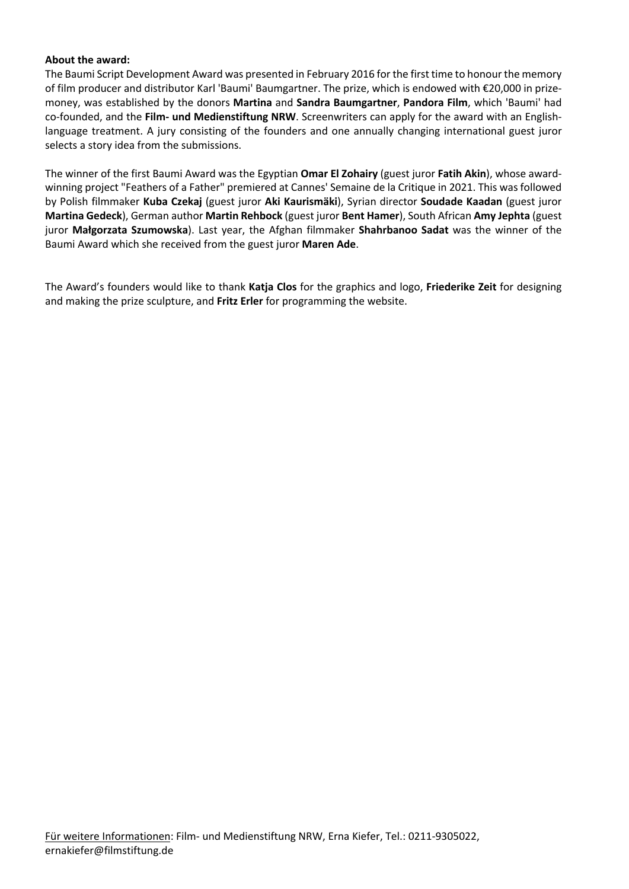**About the award:**

The Baumi Script Development Award was presented in February 2016 for the first time to honour the memory of film producer and distributor Karl 'Baumi' Baumgartner. The prize, which is endowed with €20,000 in prize-money, was established by the donors **Martina** and **Sandra Baumgartner**, **Pandora Film**, which 'Baumi' had co-founded, and the **Film- und Medienstiftung NRW**. Screenwriters can apply for the award with an English-language treatment. A jury consisting of the founders and one annually changing international guest juror selects a story idea from the submissions.

The winner of the first Baumi Award was the Egyptian **Omar El Zohairy** (guest juror **Fatih Akin**), whose award-winning project "Feathers of a Father" premiered at Cannes' Semaine de la Critique in 2021. This was followed by Polish filmmaker **Kuba Czekaj** (guest juror **Aki Kaurismäki**), Syrian director **Soudade Kaadan** (guest juror **Martina Gedeck**), German author **Martin Rehbock** (guest juror **Bent Hamer**), South African **Amy Jephta** (guest juror **Małgorzata Szumowska**). Last year, the Afghan filmmaker **Shahrbanoo Sadat** was the winner of the Baumi Award which she received from the guest juror **Maren Ade**.

The Award's founders would like to thank **Katja Clos** for the graphics and logo, **Friederike Zeit** for designing and making the prize sculpture, and **Fritz Erler** for programming the website.

Für weitere Informationen: Film- und Medienstiftung NRW, Erna Kiefer, Tel.: 0211-9305022, ernakiefer@filmstiftung.de